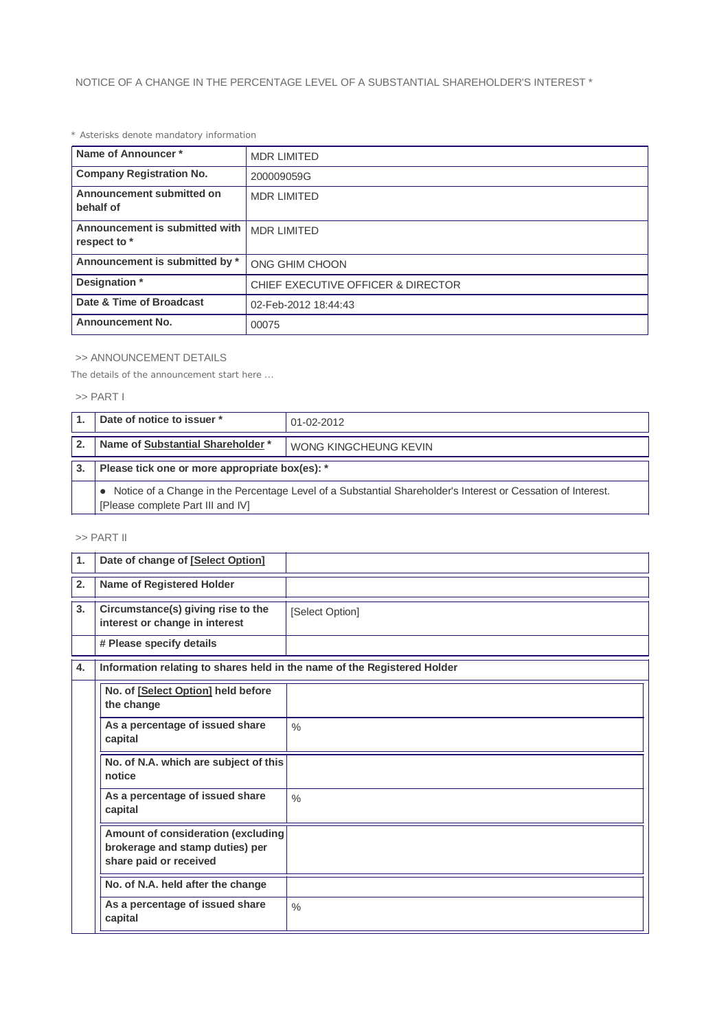NOTICE OF A CHANGE IN THE PERCENTAGE LEVEL OF A SUBSTANTIAL SHAREHOLDER'S INTEREST *

* Asterisks denote mandatory information

| Name of Announcer * | MDR LIMITED |
|---|---|
| Company Registration No. | 200009059G |
| Announcement submitted on behalf of | MDR LIMITED |
| Announcement is submitted with respect to * | MDR LIMITED |
| Announcement is submitted by * | ONG GHIM CHOON |
| Designation * | CHIEF EXECUTIVE OFFICER & DIRECTOR |
| Date & Time of Broadcast | 02-Feb-2012 18:44:43 |
| Announcement No. | 00075 |

>> ANNOUNCEMENT DETAILS

The details of the announcement start here ...

>> PART I

| 1. | Date of notice to issuer * | 01-02-2012 |
|---|---|---|
| 2. | Name of Substantial Shareholder * | WONG KINGCHEUNG KEVIN |
| 3. | Please tick one or more appropriate box(es): * | |
| | ● Notice of a Change in the Percentage Level of a Substantial Shareholder's Interest or Cessation of Interest. [Please complete Part III and IV] | |

>> PART II

| 1. | Date of change of [Select Option] | |
|---|---|---|
| 2. | Name of Registered Holder | |
| 3. | Circumstance(s) giving rise to the interest or change in interest | [Select Option] |
| | # Please specify details | |
| 4. | Information relating to shares held in the name of the Registered Holder | |
| | No. of [Select Option] held before the change | |
| | As a percentage of issued share capital | % |
| | No. of N.A. which are subject of this notice | |
| | As a percentage of issued share capital | % |
| | Amount of consideration (excluding brokerage and stamp duties) per share paid or received | |
| | No. of N.A. held after the change | |
| | As a percentage of issued share capital | % |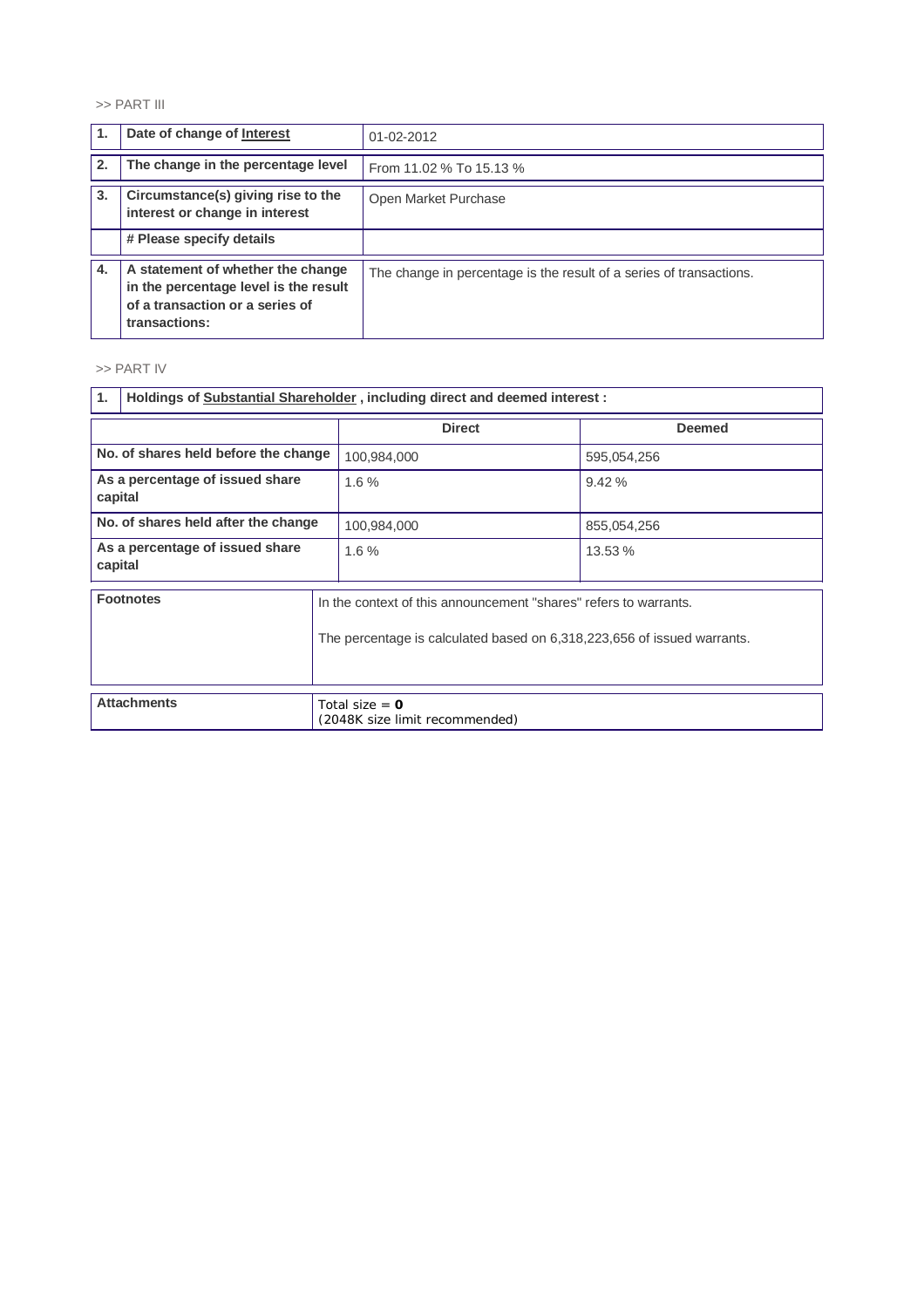>> PART III

| | | |
|---|---|---|
| 1. | Date of change of Interest | 01-02-2012 |
| 2. | The change in the percentage level | From 11.02 % To 15.13 % |
| 3. | Circumstance(s) giving rise to the interest or change in interest | Open Market Purchase |
| | # Please specify details | |
| 4. | A statement of whether the change in the percentage level is the result of a transaction or a series of transactions: | The change in percentage is the result of a series of transactions. |

>> PART IV

1. **Holdings of Substantial Shareholder , including direct and deemed interest :**

| | Direct | Deemed |
|---|---|---|
| No. of shares held before the change | 100,984,000 | 595,054,256 |
| As a percentage of issued share capital | 1.6 % | 9.42 % |
| No. of shares held after the change | 100,984,000 | 855,054,256 |
| As a percentage of issued share capital | 1.6 % | 13.53 % |

| | |
|---|---|
| Footnotes | In the context of this announcement "shares" refers to warrants.<br><br>The percentage is calculated based on 6,318,223,656 of issued warrants. |
| Attachments | Total size = **0**<br>(2048K size limit recommended) |